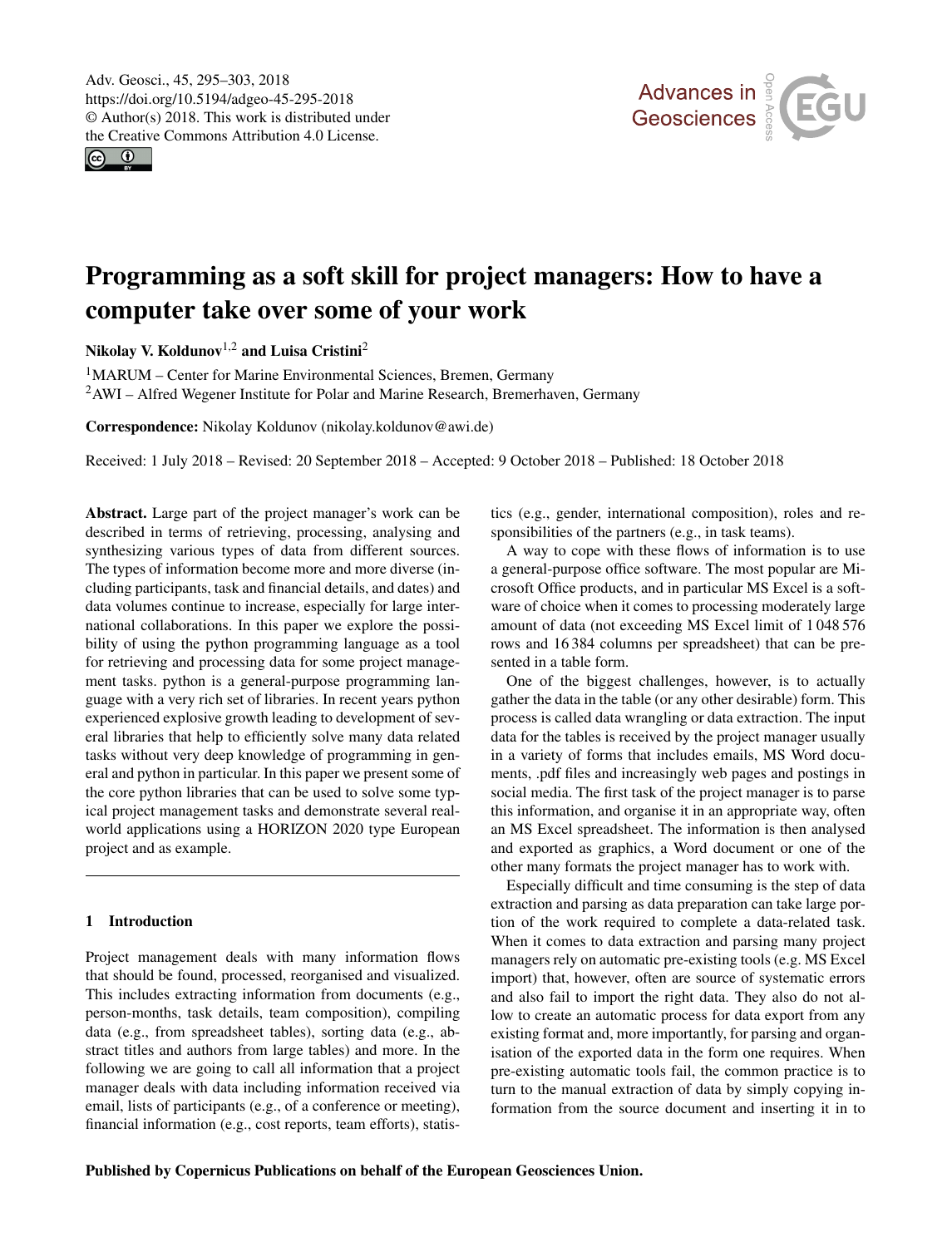# Programming as a soft skill for project managers: How to have a computer take over some of your work

**Nikolay V. Koldunov**[1,2] **and Luisa Cristini**[2]

[1]MARUM – Center for Marine Environmental Sciences, Bremen, Germany
[2]AWI – Alfred Wegener Institute for Polar and Marine Research, Bremerhaven, Germany

**Correspondence:** Nikolay Koldunov (nikolay.koldunov@awi.de)

Received: 1 July 2018 – Revised: 20 September 2018 – Accepted: 9 October 2018 – Published: 18 October 2018

**Abstract.** Large part of the project manager's work can be described in terms of retrieving, processing, analysing and synthesizing various types of data from different sources. The types of information become more and more diverse (including participants, task and financial details, and dates) and data volumes continue to increase, especially for large international collaborations. In this paper we explore the possibility of using the python programming language as a tool for retrieving and processing data for some project management tasks. python is a general-purpose programming language with a very rich set of libraries. In recent years python experienced explosive growth leading to development of several libraries that help to efficiently solve many data related tasks without very deep knowledge of programming in general and python in particular. In this paper we present some of the core python libraries that can be used to solve some typical project management tasks and demonstrate several real-world applications using a HORIZON 2020 type European project and as example.

## 1 Introduction

Project management deals with many information flows that should be found, processed, reorganised and visualized. This includes extracting information from documents (e.g., person-months, task details, team composition), compiling data (e.g., from spreadsheet tables), sorting data (e.g., abstract titles and authors from large tables) and more. In the following we are going to call all information that a project manager deals with data including information received via email, lists of participants (e.g., of a conference or meeting), financial information (e.g., cost reports, team efforts), statistics (e.g., gender, international composition), roles and responsibilities of the partners (e.g., in task teams).

A way to cope with these flows of information is to use a general-purpose office software. The most popular are Microsoft Office products, and in particular MS Excel is a software of choice when it comes to processing moderately large amount of data (not exceeding MS Excel limit of 1 048 576 rows and 16 384 columns per spreadsheet) that can be presented in a table form.

One of the biggest challenges, however, is to actually gather the data in the table (or any other desirable) form. This process is called data wrangling or data extraction. The input data for the tables is received by the project manager usually in a variety of forms that includes emails, MS Word documents, .pdf files and increasingly web pages and postings in social media. The first task of the project manager is to parse this information, and organise it in an appropriate way, often an MS Excel spreadsheet. The information is then analysed and exported as graphics, a Word document or one of the other many formats the project manager has to work with.

Especially difficult and time consuming is the step of data extraction and parsing as data preparation can take large portion of the work required to complete a data-related task. When it comes to data extraction and parsing many project managers rely on automatic pre-existing tools (e.g. MS Excel import) that, however, often are source of systematic errors and also fail to import the right data. They also do not allow to create an automatic process for data export from any existing format and, more importantly, for parsing and organisation of the exported data in the form one requires. When pre-existing automatic tools fail, the common practice is to turn to the manual extraction of data by simply copying information from the source document and inserting it in to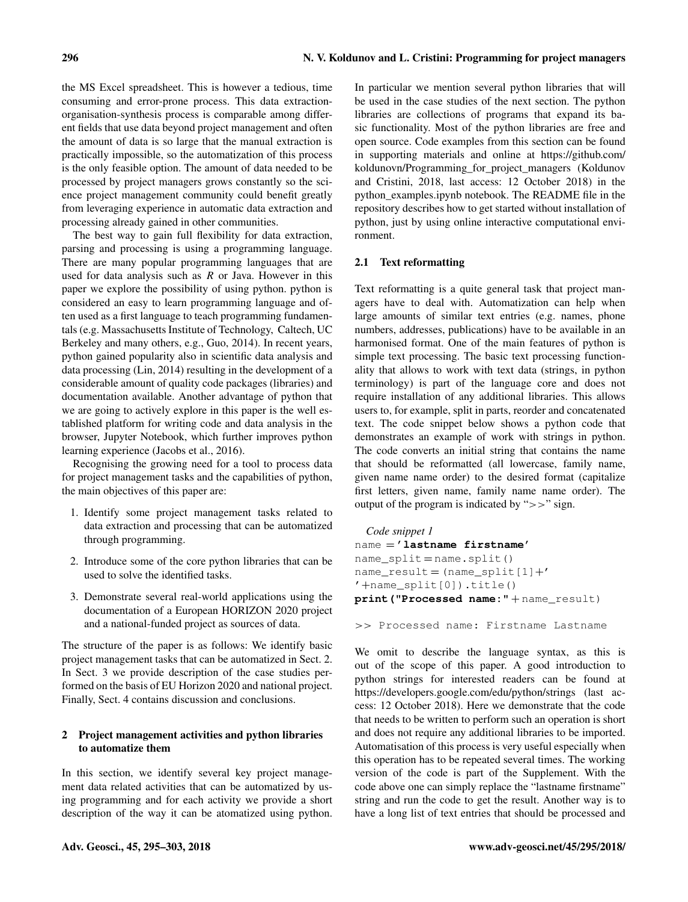the MS Excel spreadsheet. This is however a tedious, time consuming and error-prone process. This data extraction-organisation-synthesis process is comparable among different fields that use data beyond project management and often the amount of data is so large that the manual extraction is practically impossible, so the automatization of this process is the only feasible option. The amount of data needed to be processed by project managers grows constantly so the science project management community could benefit greatly from leveraging experience in automatic data extraction and processing already gained in other communities.

The best way to gain full flexibility for data extraction, parsing and processing is using a programming language. There are many popular programming languages that are used for data analysis such as *R* or Java. However in this paper we explore the possibility of using python. python is considered an easy to learn programming language and often used as a first language to teach programming fundamentals (e.g. Massachusetts Institute of Technology, Caltech, UC Berkeley and many others, e.g., Guo, 2014). In recent years, python gained popularity also in scientific data analysis and data processing (Lin, 2014) resulting in the development of a considerable amount of quality code packages (libraries) and documentation available. Another advantage of python that we are going to actively explore in this paper is the well established platform for writing code and data analysis in the browser, Jupyter Notebook, which further improves python learning experience (Jacobs et al., 2016).

Recognising the growing need for a tool to process data for project management tasks and the capabilities of python, the main objectives of this paper are:

1. Identify some project management tasks related to data extraction and processing that can be automatized through programming.
2. Introduce some of the core python libraries that can be used to solve the identified tasks.
3. Demonstrate several real-world applications using the documentation of a European HORIZON 2020 project and a national-funded project as sources of data.

The structure of the paper is as follows: We identify basic project management tasks that can be automatized in Sect. 2. In Sect. 3 we provide description of the case studies performed on the basis of EU Horizon 2020 and national project. Finally, Sect. 4 contains discussion and conclusions.

## 2 Project management activities and python libraries to automatize them

In this section, we identify several key project management data related activities that can be automatized by using programming and for each activity we provide a short description of the way it can be atomatized using python. In particular we mention several python libraries that will be used in the case studies of the next section. The python libraries are collections of programs that expand its basic functionality. Most of the python libraries are free and open source. Code examples from this section can be found in supporting materials and online at https://github.com/koldunovn/Programming_for_project_managers (Koldunov and Cristini, 2018, last access: 12 October 2018) in the python_examples.ipynb notebook. The README file in the repository describes how to get started without installation of python, just by using online interactive computational environment.

### 2.1 Text reformatting

Text reformatting is a quite general task that project managers have to deal with. Automatization can help when large amounts of similar text entries (e.g. names, phone numbers, addresses, publications) have to be available in an harmonised format. One of the main features of python is simple text processing. The basic text processing functionality that allows to work with text data (strings, in python terminology) is part of the language core and does not require installation of any additional libraries. This allows users to, for example, split in parts, reorder and concatenated text. The code snippet below shows a python code that demonstrates an example of work with strings in python. The code converts an initial string that contains the name that should be reformatted (all lowercase, family name, given name name order) to the desired format (capitalize first letters, given name, family name name order). The output of the program is indicated by ">>" sign.

*Code snippet 1*

```
name = 'lastname firstname'
name_split = name.split()
name_result = (name_split[1]+'
'+name_split[0]).title()
print("Processed name:" + name_result)

>> Processed name: Firstname Lastname
```

We omit to describe the language syntax, as this is out of the scope of this paper. A good introduction to python strings for interested readers can be found at https://developers.google.com/edu/python/strings (last access: 12 October 2018). Here we demonstrate that the code that needs to be written to perform such an operation is short and does not require any additional libraries to be imported. Automatisation of this process is very useful especially when this operation has to be repeated several times. The working version of the code is part of the Supplement. With the code above one can simply replace the "lastname firstname" string and run the code to get the result. Another way is to have a long list of text entries that should be processed and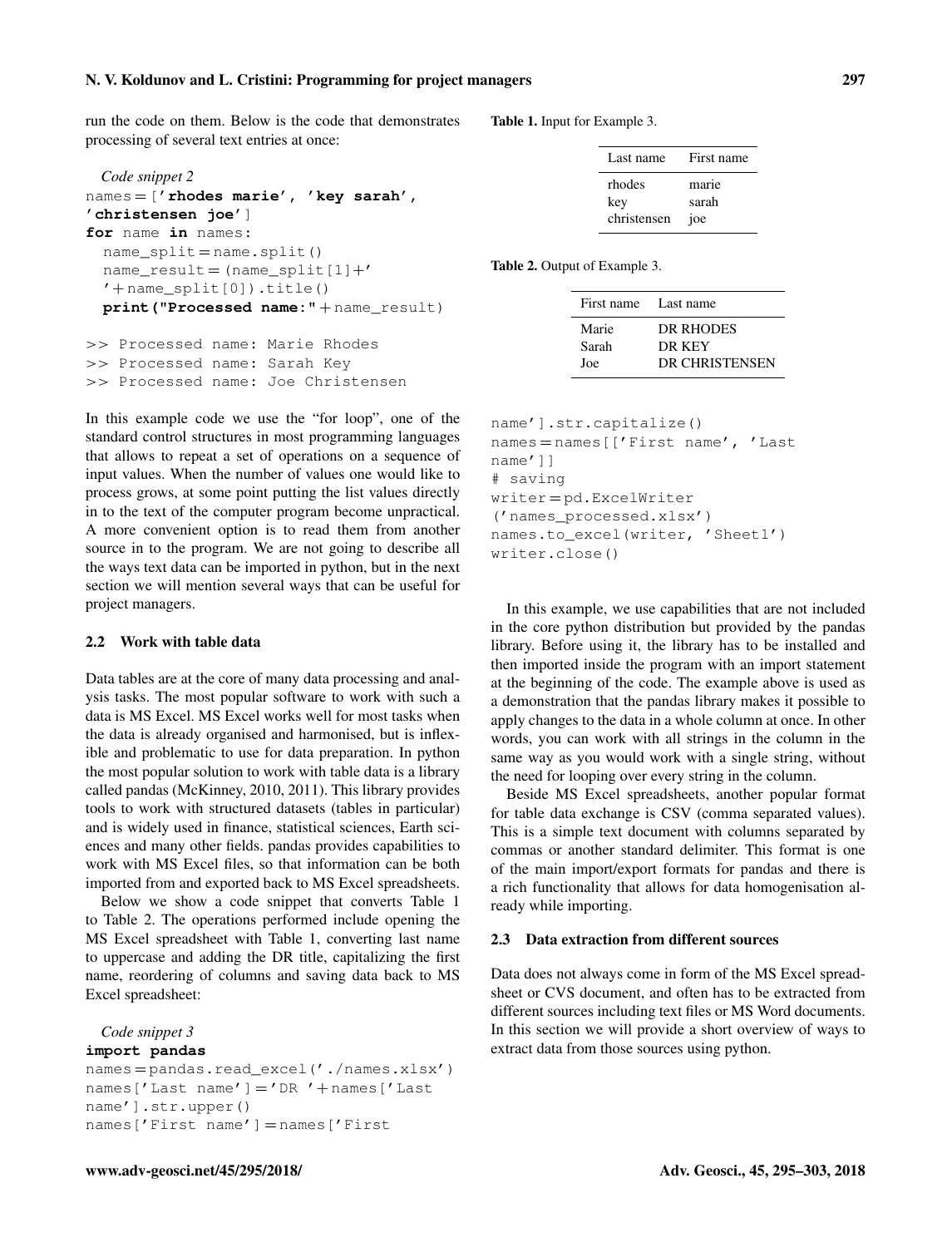run the code on them. Below is the code that demonstrates processing of several text entries at once:

*Code snippet 2*

```
names = ['rhodes marie', 'key sarah',
'christensen joe']
for name in names:
  name_split = name.split()
  name_result = (name_split[1]+'
  '+name_split[0]).title()
  print("Processed name:"+name_result)

>> Processed name: Marie Rhodes
>> Processed name: Sarah Key
>> Processed name: Joe Christensen
```

In this example code we use the "for loop", one of the standard control structures in most programming languages that allows to repeat a set of operations on a sequence of input values. When the number of values one would like to process grows, at some point putting the list values directly in to the text of the computer program become unpractical. A more convenient option is to read them from another source in to the program. We are not going to describe all the ways text data can be imported in python, but in the next section we will mention several ways that can be useful for project managers.

### 2.2 Work with table data

Data tables are at the core of many data processing and analysis tasks. The most popular software to work with such a data is MS Excel. MS Excel works well for most tasks when the data is already organised and harmonised, but is inflexible and problematic to use for data preparation. In python the most popular solution to work with table data is a library called pandas (McKinney, 2010, 2011). This library provides tools to work with structured datasets (tables in particular) and is widely used in finance, statistical sciences, Earth sciences and many other fields. pandas provides capabilities to work with MS Excel files, so that information can be both imported from and exported back to MS Excel spreadsheets.

Below we show a code snippet that converts Table 1 to Table 2. The operations performed include opening the MS Excel spreadsheet with Table 1, converting last name to uppercase and adding the DR title, capitalizing the first name, reordering of columns and saving data back to MS Excel spreadsheet:

*Code snippet 3*

```
import pandas
names = pandas.read_excel('./names.xlsx')
names['Last name'] = 'DR ' + names['Last
name'].str.upper()
names['First name'] = names['First
name'].str.capitalize()
names = names[['First name', 'Last
name']]
# saving
writer = pd.ExcelWriter
('names_processed.xlsx')
names.to_excel(writer, 'Sheet1')
writer.close()
```

**Table 1.** Input for Example 3.

| Last name | First name |
|---|---|
| rhodes | marie |
| key | sarah |
| christensen | joe |

**Table 2.** Output of Example 3.

| First name | Last name |
|---|---|
| Marie | DR RHODES |
| Sarah | DR KEY |
| Joe | DR CHRISTENSEN |

In this example, we use capabilities that are not included in the core python distribution but provided by the pandas library. Before using it, the library has to be installed and then imported inside the program with an import statement at the beginning of the code. The example above is used as a demonstration that the pandas library makes it possible to apply changes to the data in a whole column at once. In other words, you can work with all strings in the column in the same way as you would work with a single string, without the need for looping over every string in the column.

Beside MS Excel spreadsheets, another popular format for table data exchange is CSV (comma separated values). This is a simple text document with columns separated by commas or another standard delimiter. This format is one of the main import/export formats for pandas and there is a rich functionality that allows for data homogenisation already while importing.

### 2.3 Data extraction from different sources

Data does not always come in form of the MS Excel spreadsheet or CVS document, and often has to be extracted from different sources including text files or MS Word documents. In this section we will provide a short overview of ways to extract data from those sources using python.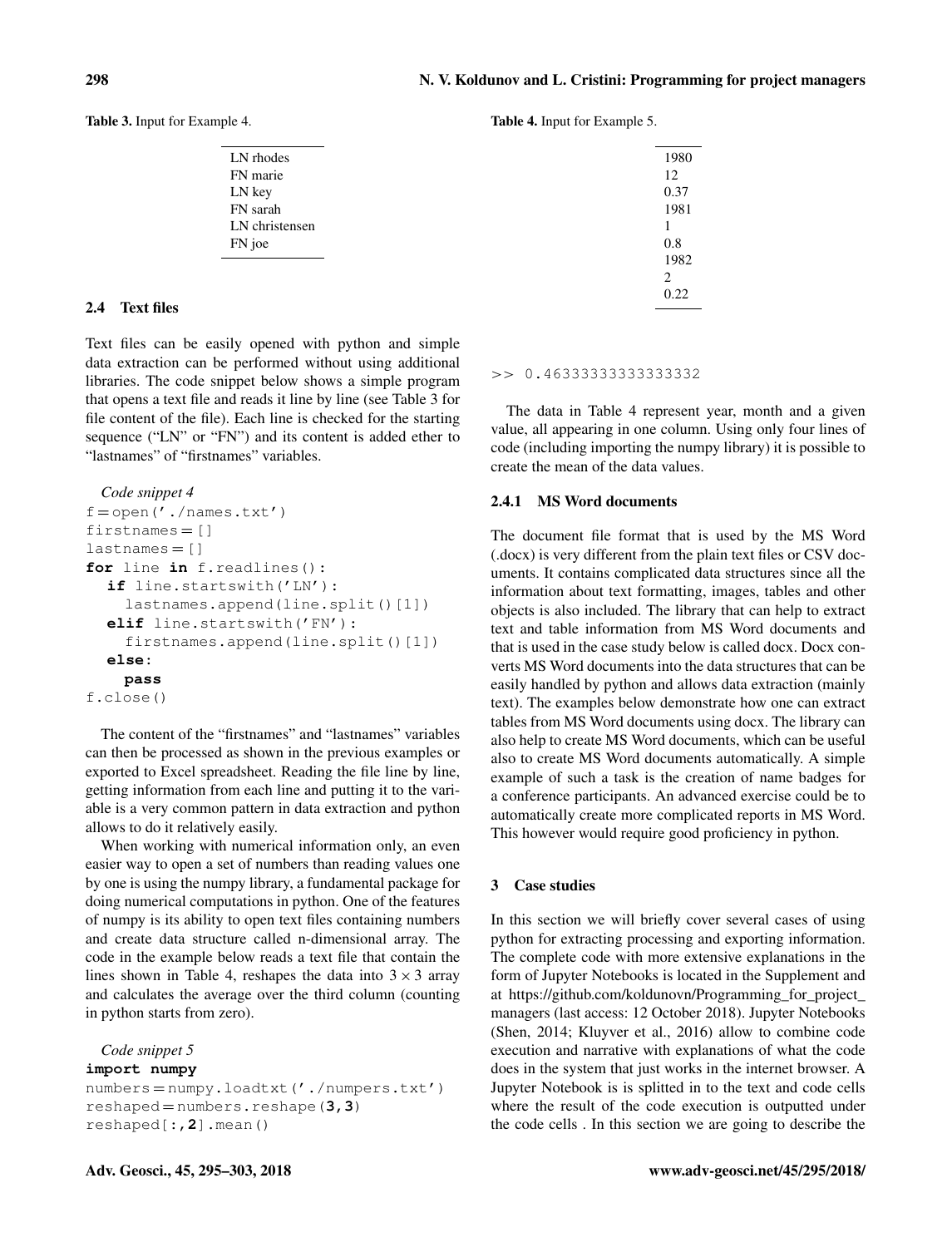Table 3. Input for Example 4.

| |
|---|
| LN rhodes |
| FN marie |
| LN key |
| FN sarah |
| LN christensen |
| FN joe |

### 2.4 Text files

Text files can be easily opened with python and simple data extraction can be performed without using additional libraries. The code snippet below shows a simple program that opens a text file and reads it line by line (see Table 3 for file content of the file). Each line is checked for the starting sequence ("LN" or "FN") and its content is added ether to "lastnames" of "firstnames" variables.

*Code snippet 4*

```
f=open('./names.txt')
firstnames=[]
lastnames=[]
for line in f.readlines():
  if line.startswith('LN'):
    lastnames.append(line.split()[1])
  elif line.startswith('FN'):
    firstnames.append(line.split()[1])
  else:
    pass
f.close()
```

The content of the "firstnames" and "lastnames" variables can then be processed as shown in the previous examples or exported to Excel spreadsheet. Reading the file line by line, getting information from each line and putting it to the variable is a very common pattern in data extraction and python allows to do it relatively easily.

When working with numerical information only, an even easier way to open a set of numbers than reading values one by one is using the numpy library, a fundamental package for doing numerical computations in python. One of the features of numpy is its ability to open text files containing numbers and create data structure called n-dimensional array. The code in the example below reads a text file that contain the lines shown in Table 4, reshapes the data into $3 \times 3$ array and calculates the average over the third column (counting in python starts from zero).

*Code snippet 5*

```
import numpy
numbers=numpy.loadtxt('./numpers.txt')
reshaped=numbers.reshape(3,3)
reshaped[:,2].mean()
```

Table 4. Input for Example 5.

| |
|---|
| 1980 |
| 12 |
| 0.37 |
| 1981 |
| 1 |
| 0.8 |
| 1982 |
| 2 |
| 0.22 |

```
>> 0.46333333333333332
```

The data in Table 4 represent year, month and a given value, all appearing in one column. Using only four lines of code (including importing the numpy library) it is possible to create the mean of the data values.

#### 2.4.1 MS Word documents

The document file format that is used by the MS Word (.docx) is very different from the plain text files or CSV documents. It contains complicated data structures since all the information about text formatting, images, tables and other objects is also included. The library that can help to extract text and table information from MS Word documents and that is used in the case study below is called docx. Docx converts MS Word documents into the data structures that can be easily handled by python and allows data extraction (mainly text). The examples below demonstrate how one can extract tables from MS Word documents using docx. The library can also help to create MS Word documents, which can be useful also to create MS Word documents automatically. A simple example of such a task is the creation of name badges for a conference participants. An advanced exercise could be to automatically create more complicated reports in MS Word. This however would require good proficiency in python.

## 3 Case studies

In this section we will briefly cover several cases of using python for extracting processing and exporting information. The complete code with more extensive explanations in the form of Jupyter Notebooks is located in the Supplement and at https://github.com/koldunovn/Programming_for_project_managers (last access: 12 October 2018). Jupyter Notebooks (Shen, 2014; Kluyver et al., 2016) allow to combine code execution and narrative with explanations of what the code does in the system that just works in the internet browser. A Jupyter Notebook is is splitted in to the text and code cells where the result of the code execution is outputted under the code cells . In this section we are going to describe the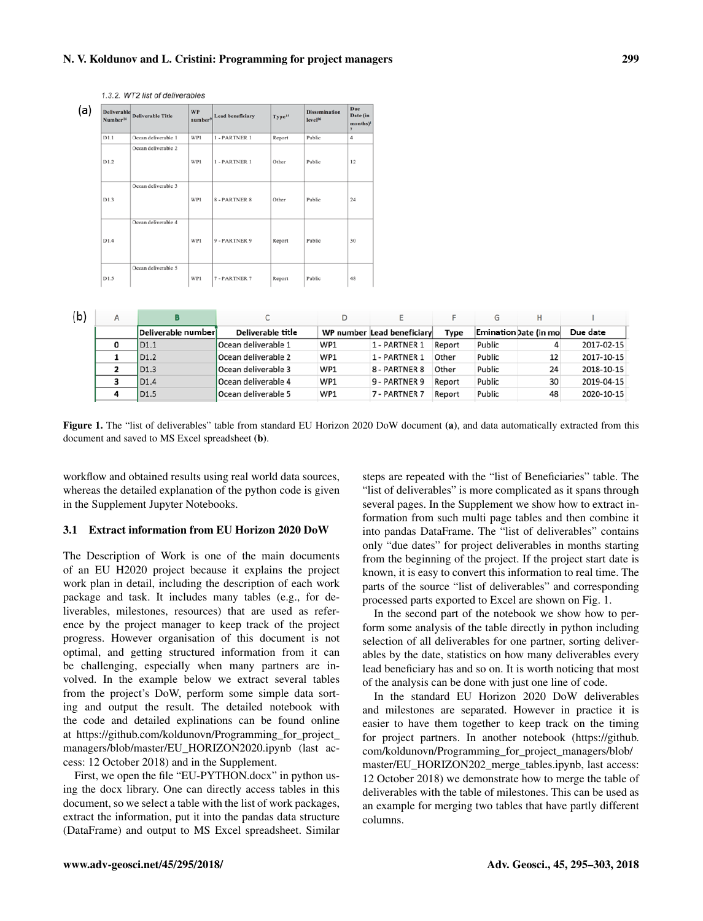1.3.2. WT2 list of deliverables

(a)

| Deliverable Number[14] | Deliverable Title | WP number[9] | Lead beneficiary | Type[15] | Dissemination level[16] | Due Date (in months)[17] |
|---|---|---|---|---|---|---|
| D1.1 | Ocean deliverable 1 | WP1 | 1 - PARTNER 1 | Report | Public | 4 |
| D1.2 | Ocean deliverable 2 | WP1 | 1 - PARTNER 1 | Other | Public | 12 |
| D1.3 | Ocean deliverable 3 | WP1 | 8 - PARTNER 8 | Other | Public | 24 |
| D1.4 | Ocean deliverable 4 | WP1 | 9 - PARTNER 9 | Report | Public | 30 |
| D1.5 | Ocean deliverable 5 | WP1 | 7 - PARTNER 7 | Report | Public | 48 |

(b)

| A | B | C | D | E | F | G | H | I |
|---|---|---|---|---|---|---|---|---|
| | Deliverable number | Deliverable title | WP number | Lead beneficiary | Type | Emination | Date (in mo | Due date |
| 0 | D1.1 | Ocean deliverable 1 | WP1 | 1 - PARTNER 1 | Report | Public | 4 | 2017-02-15 |
| 1 | D1.2 | Ocean deliverable 2 | WP1 | 1 - PARTNER 1 | Other | Public | 12 | 2017-10-15 |
| 2 | D1.3 | Ocean deliverable 3 | WP1 | 8 - PARTNER 8 | Other | Public | 24 | 2018-10-15 |
| 3 | D1.4 | Ocean deliverable 4 | WP1 | 9 - PARTNER 9 | Report | Public | 30 | 2019-04-15 |
| 4 | D1.5 | Ocean deliverable 5 | WP1 | 7 - PARTNER 7 | Report | Public | 48 | 2020-10-15 |

**Figure 1.** The "list of deliverables" table from standard EU Horizon 2020 DoW document **(a)**, and data automatically extracted from this document and saved to MS Excel spreadsheet **(b)**.

workflow and obtained results using real world data sources, whereas the detailed explanation of the python code is given in the Supplement Jupyter Notebooks.

### 3.1 Extract information from EU Horizon 2020 DoW

The Description of Work is one of the main documents of an EU H2020 project because it explains the project work plan in detail, including the description of each work package and task. It includes many tables (e.g., for deliverables, milestones, resources) that are used as reference by the project manager to keep track of the project progress. However organisation of this document is not optimal, and getting structured information from it can be challenging, especially when many partners are involved. In the example below we extract several tables from the project's DoW, perform some simple data sorting and output the result. The detailed notebook with the code and detailed explinations can be found online at https://github.com/koldunovn/Programming_for_project_managers/blob/master/EU_HORIZON2020.ipynb (last access: 12 October 2018) and in the Supplement.

First, we open the file "EU-PYTHON.docx" in python using the docx library. One can directly access tables in this document, so we select a table with the list of work packages, extract the information, put it into the pandas data structure (DataFrame) and output to MS Excel spreadsheet. Similar steps are repeated with the "list of Beneficiaries" table. The "list of deliverables" is more complicated as it spans through several pages. In the Supplement we show how to extract information from such multi page tables and then combine it into pandas DataFrame. The "list of deliverables" contains only "due dates" for project deliverables in months starting from the beginning of the project. If the project start date is known, it is easy to convert this information to real time. The parts of the source "list of deliverables" and corresponding processed parts exported to Excel are shown on Fig. 1.

In the second part of the notebook we show how to perform some analysis of the table directly in python including selection of all deliverables for one partner, sorting deliverables by the date, statistics on how many deliverables every lead beneficiary has and so on. It is worth noticing that most of the analysis can be done with just one line of code.

In the standard EU Horizon 2020 DoW deliverables and milestones are separated. However in practice it is easier to have them together to keep track on the timing for project partners. In another notebook (https://github.com/koldunovn/Programming_for_project_managers/blob/master/EU_HORIZON202_merge_tables.ipynb, last access: 12 October 2018) we demonstrate how to merge the table of deliverables with the table of milestones. This can be used as an example for merging two tables that have partly different columns.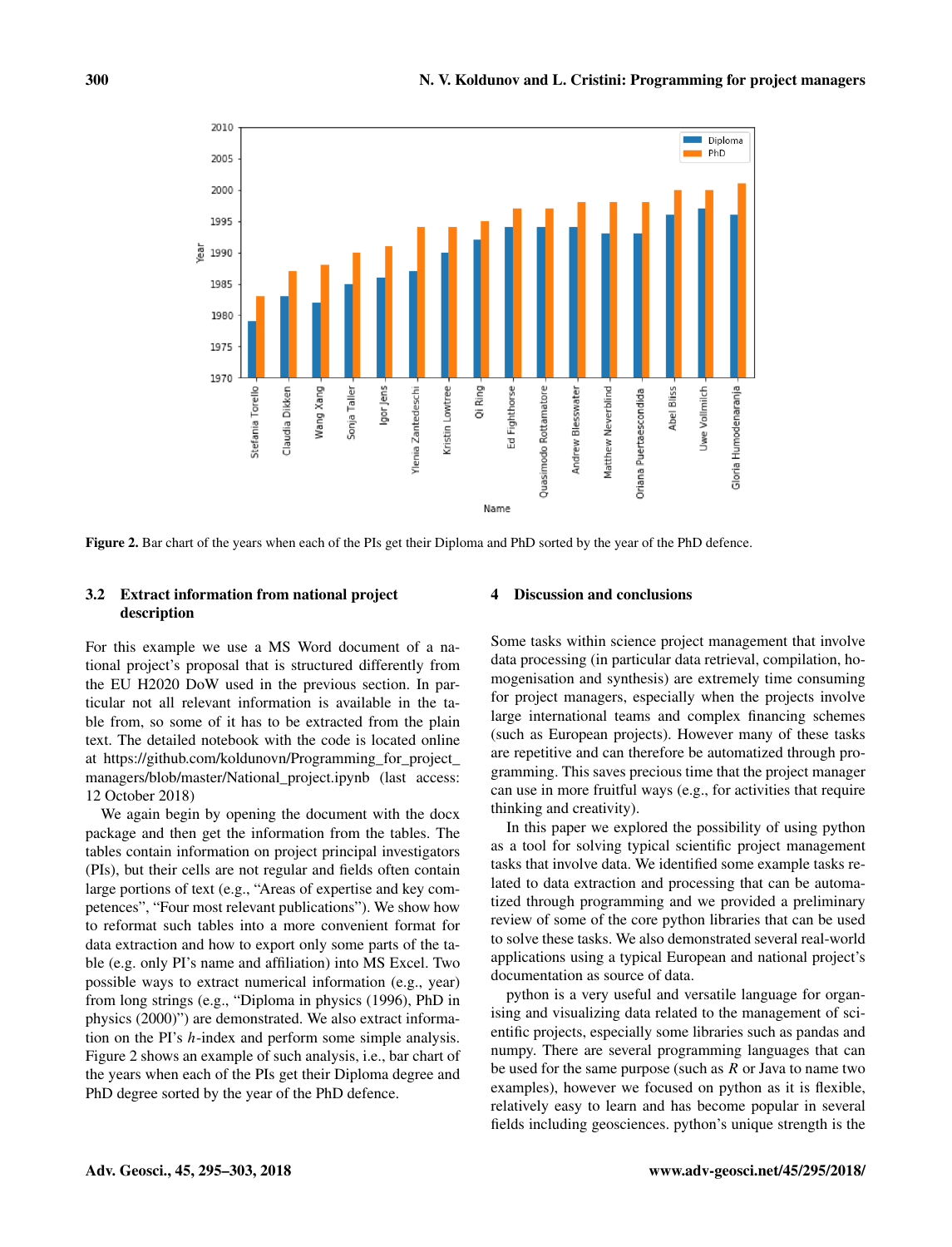Figure 2. Bar chart of the years when each of the PIs get their Diploma and PhD sorted by the year of the PhD defence.

### 3.2 Extract information from national project description

For this example we use a MS Word document of a national project's proposal that is structured differently from the EU H2020 DoW used in the previous section. In particular not all relevant information is available in the table from, so some of it has to be extracted from the plain text. The detailed notebook with the code is located online at https://github.com/koldunovn/Programming_for_project_managers/blob/master/National_project.ipynb (last access: 12 October 2018)

We again begin by opening the document with the docx package and then get the information from the tables. The tables contain information on project principal investigators (PIs), but their cells are not regular and fields often contain large portions of text (e.g., "Areas of expertise and key competences", "Four most relevant publications"). We show how to reformat such tables into a more convenient format for data extraction and how to export only some parts of the table (e.g. only PI's name and affiliation) into MS Excel. Two possible ways to extract numerical information (e.g., year) from long strings (e.g., "Diploma in physics (1996), PhD in physics (2000)") are demonstrated. We also extract information on the PI's $h$-index and perform some simple analysis. Figure 2 shows an example of such analysis, i.e., bar chart of the years when each of the PIs get their Diploma degree and PhD degree sorted by the year of the PhD defence.

## 4 Discussion and conclusions

Some tasks within science project management that involve data processing (in particular data retrieval, compilation, homogenisation and synthesis) are extremely time consuming for project managers, especially when the projects involve large international teams and complex financing schemes (such as European projects). However many of these tasks are repetitive and can therefore be automatized through programming. This saves precious time that the project manager can use in more fruitful ways (e.g., for activities that require thinking and creativity).

In this paper we explored the possibility of using python as a tool for solving typical scientific project management tasks that involve data. We identified some example tasks related to data extraction and processing that can be automatized through programming and we provided a preliminary review of some of the core python libraries that can be used to solve these tasks. We also demonstrated several real-world applications using a typical European and national project's documentation as source of data.

python is a very useful and versatile language for organising and visualizing data related to the management of scientific projects, especially some libraries such as pandas and numpy. There are several programming languages that can be used for the same purpose (such as $R$ or Java to name two examples), however we focused on python as it is flexible, relatively easy to learn and has become popular in several fields including geosciences. python's unique strength is the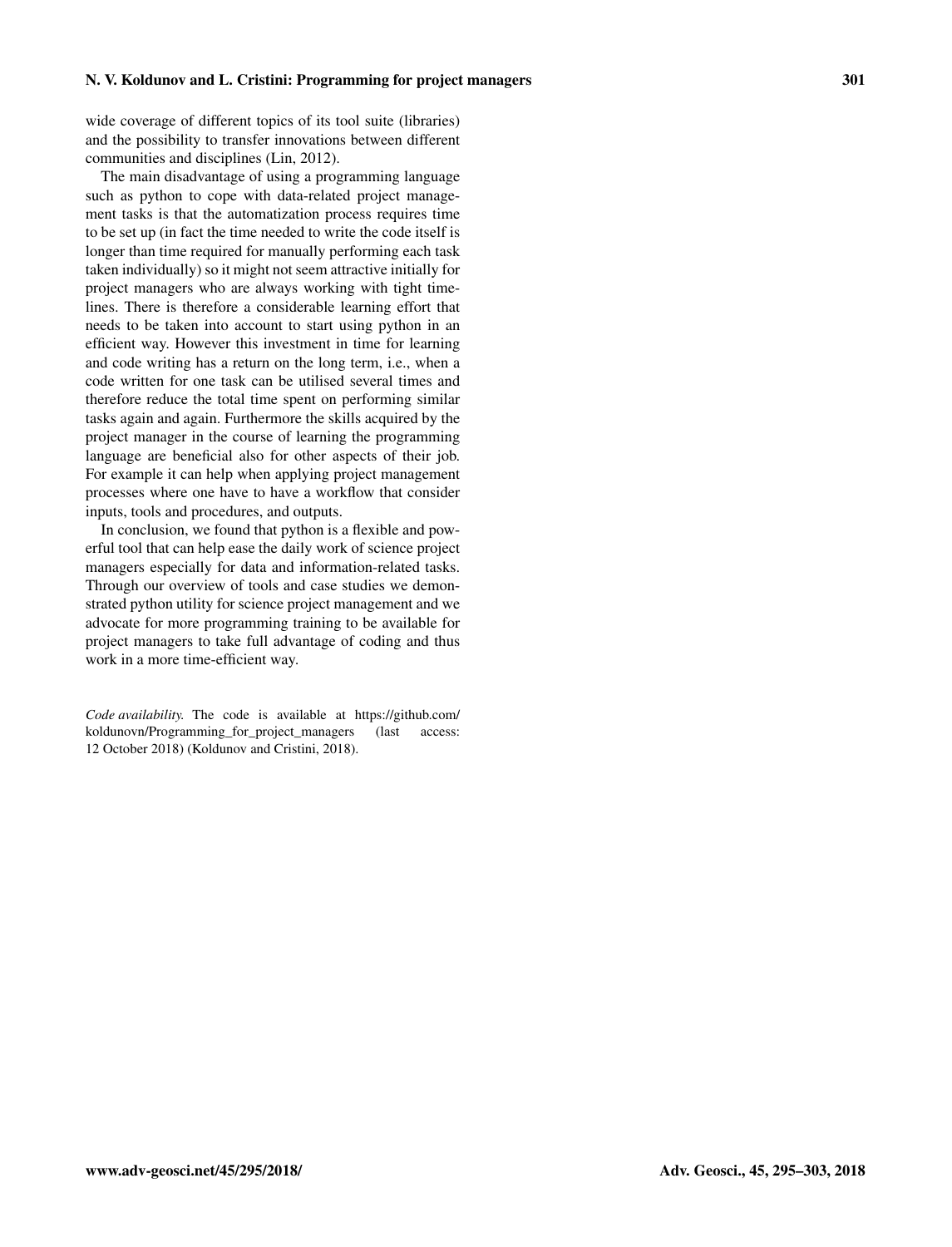wide coverage of different topics of its tool suite (libraries) and the possibility to transfer innovations between different communities and disciplines (Lin, 2012).

The main disadvantage of using a programming language such as python to cope with data-related project management tasks is that the automatization process requires time to be set up (in fact the time needed to write the code itself is longer than time required for manually performing each task taken individually) so it might not seem attractive initially for project managers who are always working with tight timelines. There is therefore a considerable learning effort that needs to be taken into account to start using python in an efficient way. However this investment in time for learning and code writing has a return on the long term, i.e., when a code written for one task can be utilised several times and therefore reduce the total time spent on performing similar tasks again and again. Furthermore the skills acquired by the project manager in the course of learning the programming language are beneficial also for other aspects of their job. For example it can help when applying project management processes where one have to have a workflow that consider inputs, tools and procedures, and outputs.

In conclusion, we found that python is a flexible and powerful tool that can help ease the daily work of science project managers especially for data and information-related tasks. Through our overview of tools and case studies we demonstrated python utility for science project management and we advocate for more programming training to be available for project managers to take full advantage of coding and thus work in a more time-efficient way.

*Code availability.* The code is available at https://github.com/koldunovn/Programming_for_project_managers (last access: 12 October 2018) (Koldunov and Cristini, 2018).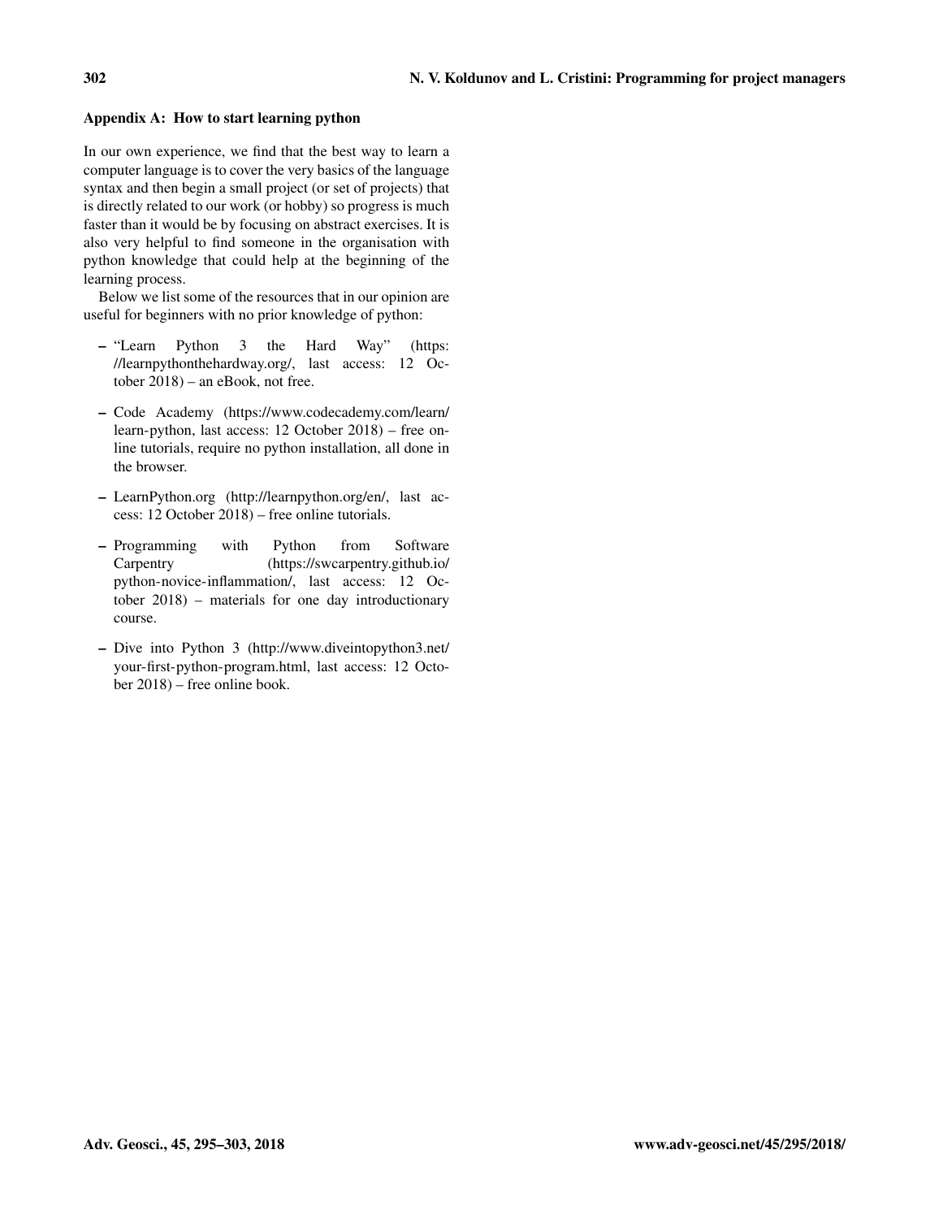## Appendix A: How to start learning python

In our own experience, we find that the best way to learn a computer language is to cover the very basics of the language syntax and then begin a small project (or set of projects) that is directly related to our work (or hobby) so progress is much faster than it would be by focusing on abstract exercises. It is also very helpful to find someone in the organisation with python knowledge that could help at the beginning of the learning process.

Below we list some of the resources that in our opinion are useful for beginners with no prior knowledge of python:

- "Learn Python 3 the Hard Way" (https://learnpythonthehardway.org/, last access: 12 October 2018) – an eBook, not free.
- Code Academy (https://www.codecademy.com/learn/learn-python, last access: 12 October 2018) – free online tutorials, require no python installation, all done in the browser.
- LearnPython.org (http://learnpython.org/en/, last access: 12 October 2018) – free online tutorials.
- Programming with Python from Software Carpentry (https://swcarpentry.github.io/python-novice-inflammation/, last access: 12 October 2018) – materials for one day introductionary course.
- Dive into Python 3 (http://www.diveintopython3.net/your-first-python-program.html, last access: 12 October 2018) – free online book.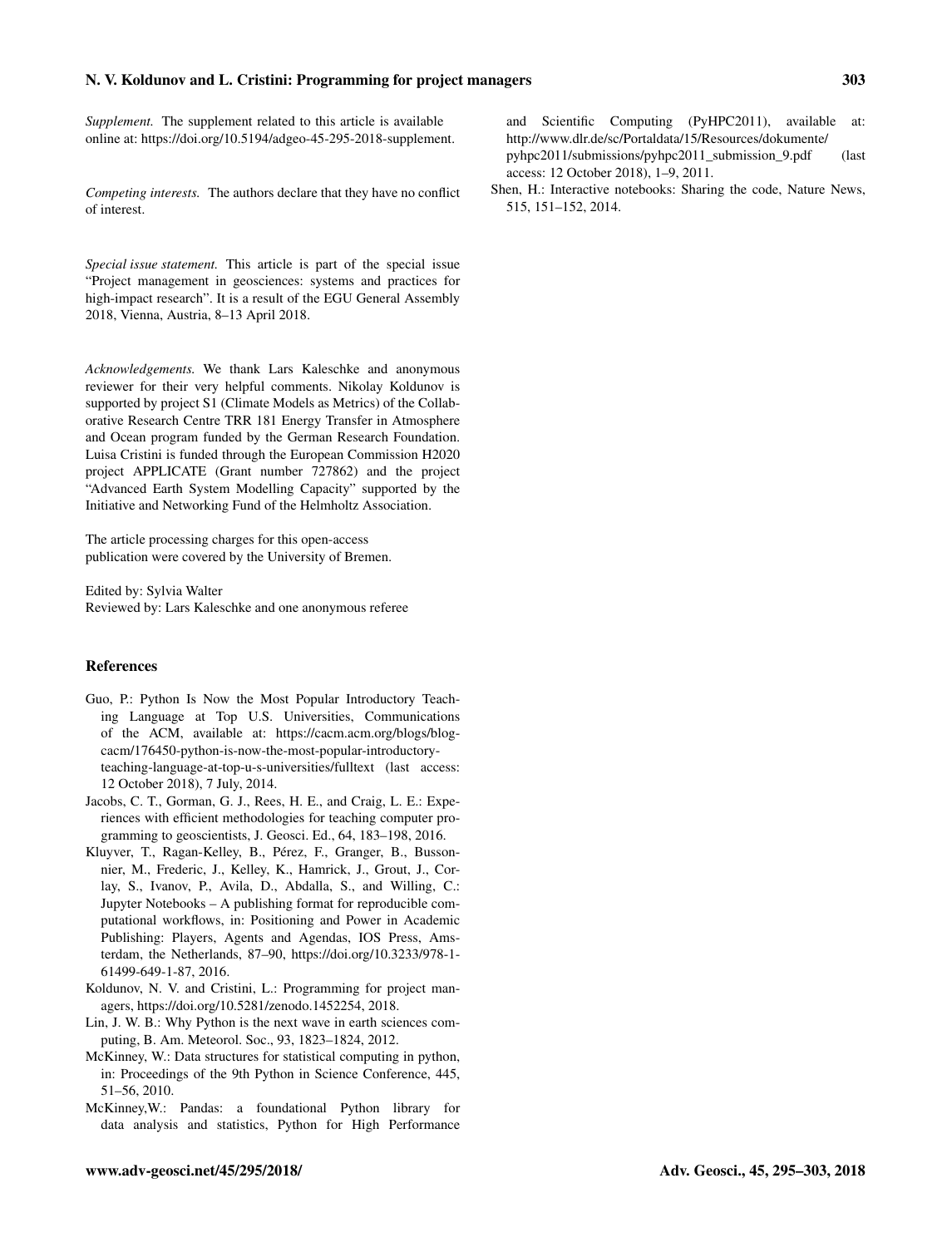*Supplement.* The supplement related to this article is available online at: https://doi.org/10.5194/adgeo-45-295-2018-supplement.

*Competing interests.* The authors declare that they have no conflict of interest.

*Special issue statement.* This article is part of the special issue "Project management in geosciences: systems and practices for high-impact research". It is a result of the EGU General Assembly 2018, Vienna, Austria, 8–13 April 2018.

*Acknowledgements.* We thank Lars Kaleschke and anonymous reviewer for their very helpful comments. Nikolay Koldunov is supported by project S1 (Climate Models as Metrics) of the Collaborative Research Centre TRR 181 Energy Transfer in Atmosphere and Ocean program funded by the German Research Foundation. Luisa Cristini is funded through the European Commission H2020 project APPLICATE (Grant number 727862) and the project "Advanced Earth System Modelling Capacity" supported by the Initiative and Networking Fund of the Helmholtz Association.

The article processing charges for this open-access publication were covered by the University of Bremen.

Edited by: Sylvia Walter
Reviewed by: Lars Kaleschke and one anonymous referee

## References

- Guo, P.: Python Is Now the Most Popular Introductory Teaching Language at Top U.S. Universities, Communications of the ACM, available at: https://cacm.acm.org/blogs/blog-cacm/176450-python-is-now-the-most-popular-introductory-teaching-language-at-top-u-s-universities/fulltext (last access: 12 October 2018), 7 July, 2014.
- Jacobs, C. T., Gorman, G. J., Rees, H. E., and Craig, L. E.: Experiences with efficient methodologies for teaching computer programming to geoscientists, J. Geosci. Ed., 64, 183–198, 2016.
- Kluyver, T., Ragan-Kelley, B., Pérez, F., Granger, B., Bussonnier, M., Frederic, J., Kelley, K., Hamrick, J., Grout, J., Corlay, S., Ivanov, P., Avila, D., Abdalla, S., and Willing, C.: Jupyter Notebooks – A publishing format for reproducible computational workflows, in: Positioning and Power in Academic Publishing: Players, Agents and Agendas, IOS Press, Amsterdam, the Netherlands, 87–90, https://doi.org/10.3233/978-1-61499-649-1-87, 2016.
- Koldunov, N. V. and Cristini, L.: Programming for project managers, https://doi.org/10.5281/zenodo.1452254, 2018.
- Lin, J. W. B.: Why Python is the next wave in earth sciences computing, B. Am. Meteorol. Soc., 93, 1823–1824, 2012.
- McKinney, W.: Data structures for statistical computing in python, in: Proceedings of the 9th Python in Science Conference, 445, 51–56, 2010.
- McKinney,W.: Pandas: a foundational Python library for data analysis and statistics, Python for High Performance and Scientific Computing (PyHPC2011), available at: http://www.dlr.de/sc/Portaldata/15/Resources/dokumente/pyhpc2011/submissions/pyhpc2011_submission_9.pdf (last access: 12 October 2018), 1–9, 2011.
- Shen, H.: Interactive notebooks: Sharing the code, Nature News, 515, 151–152, 2014.